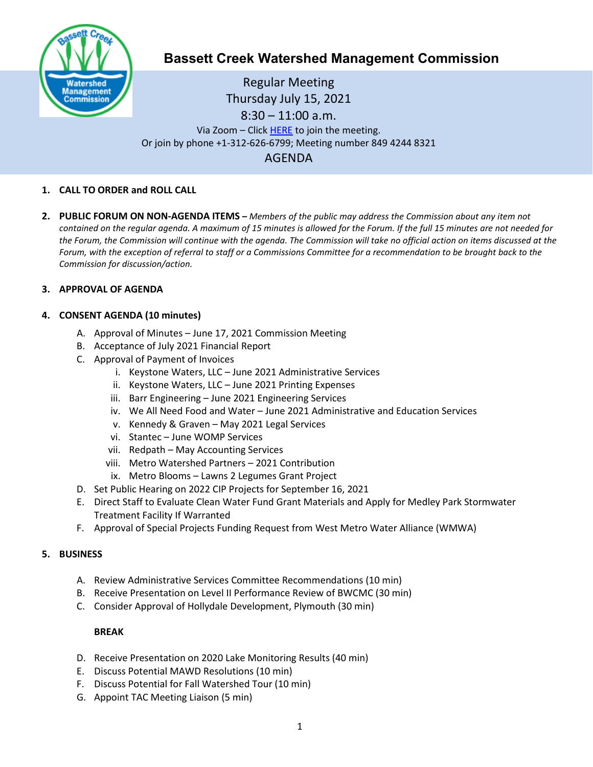# Bassett Creek Watershed Management Commission

Regular Meeting
Thursday July 15, 2021
8:30 – 11:00 a.m.
Via Zoom – Click HERE to join the meeting.
Or join by phone +1-312-626-6799; Meeting number 849 4244 8321

## AGENDA

1. **CALL TO ORDER and ROLL CALL**

2. **PUBLIC FORUM ON NON-AGENDA ITEMS –** *Members of the public may address the Commission about any item not contained on the regular agenda. A maximum of 15 minutes is allowed for the Forum. If the full 15 minutes are not needed for the Forum, the Commission will continue with the agenda. The Commission will take no official action on items discussed at the Forum, with the exception of referral to staff or a Commissions Committee for a recommendation to be brought back to the Commission for discussion/action.*

3. **APPROVAL OF AGENDA**

4. **CONSENT AGENDA (10 minutes)**
   - A. Approval of Minutes – June 17, 2021 Commission Meeting
   - B. Acceptance of July 2021 Financial Report
   - C. Approval of Payment of Invoices
     - i. Keystone Waters, LLC – June 2021 Administrative Services
     - ii. Keystone Waters, LLC – June 2021 Printing Expenses
     - iii. Barr Engineering – June 2021 Engineering Services
     - iv. We All Need Food and Water – June 2021 Administrative and Education Services
     - v. Kennedy & Graven – May 2021 Legal Services
     - vi. Stantec – June WOMP Services
     - vii. Redpath – May Accounting Services
     - viii. Metro Watershed Partners – 2021 Contribution
     - ix. Metro Blooms – Lawns 2 Legumes Grant Project
   - D. Set Public Hearing on 2022 CIP Projects for September 16, 2021
   - E. Direct Staff to Evaluate Clean Water Fund Grant Materials and Apply for Medley Park Stormwater Treatment Facility If Warranted
   - F. Approval of Special Projects Funding Request from West Metro Water Alliance (WMWA)

5. **BUSINESS**
   - A. Review Administrative Services Committee Recommendations (10 min)
   - B. Receive Presentation on Level II Performance Review of BWCMC (30 min)
   - C. Consider Approval of Hollydale Development, Plymouth (30 min)

   **BREAK**

   - D. Receive Presentation on 2020 Lake Monitoring Results (40 min)
   - E. Discuss Potential MAWD Resolutions (10 min)
   - F. Discuss Potential for Fall Watershed Tour (10 min)
   - G. Appoint TAC Meeting Liaison (5 min)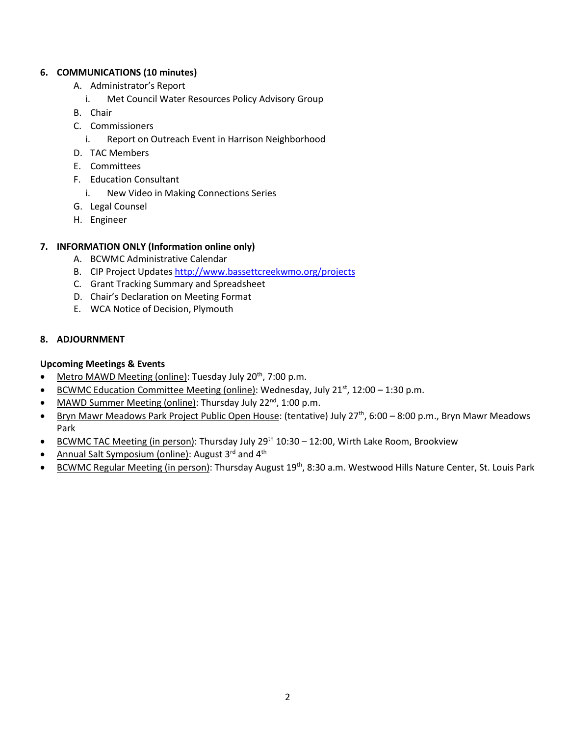6. **COMMUNICATIONS (10 minutes)**
    A. Administrator's Report
        i. Met Council Water Resources Policy Advisory Group
    B. Chair
    C. Commissioners
        i. Report on Outreach Event in Harrison Neighborhood
    D. TAC Members
    E. Committees
    F. Education Consultant
        i. New Video in Making Connections Series
    G. Legal Counsel
    H. Engineer

7. **INFORMATION ONLY (Information online only)**
    A. BCWMC Administrative Calendar
    B. CIP Project Updates http://www.bassettcreekwmo.org/projects
    C. Grant Tracking Summary and Spreadsheet
    D. Chair's Declaration on Meeting Format
    E. WCA Notice of Decision, Plymouth

8. **ADJOURNMENT**

**Upcoming Meetings & Events**

- Metro MAWD Meeting (online): Tuesday July 20th, 7:00 p.m.
- BCWMC Education Committee Meeting (online): Wednesday, July 21st, 12:00 – 1:30 p.m.
- MAWD Summer Meeting (online): Thursday July 22nd, 1:00 p.m.
- Bryn Mawr Meadows Park Project Public Open House: (tentative) July 27th, 6:00 – 8:00 p.m., Bryn Mawr Meadows Park
- BCWMC TAC Meeting (in person): Thursday July 29th 10:30 – 12:00, Wirth Lake Room, Brookview
- Annual Salt Symposium (online): August 3rd and 4th
- BCWMC Regular Meeting (in person): Thursday August 19th, 8:30 a.m. Westwood Hills Nature Center, St. Louis Park